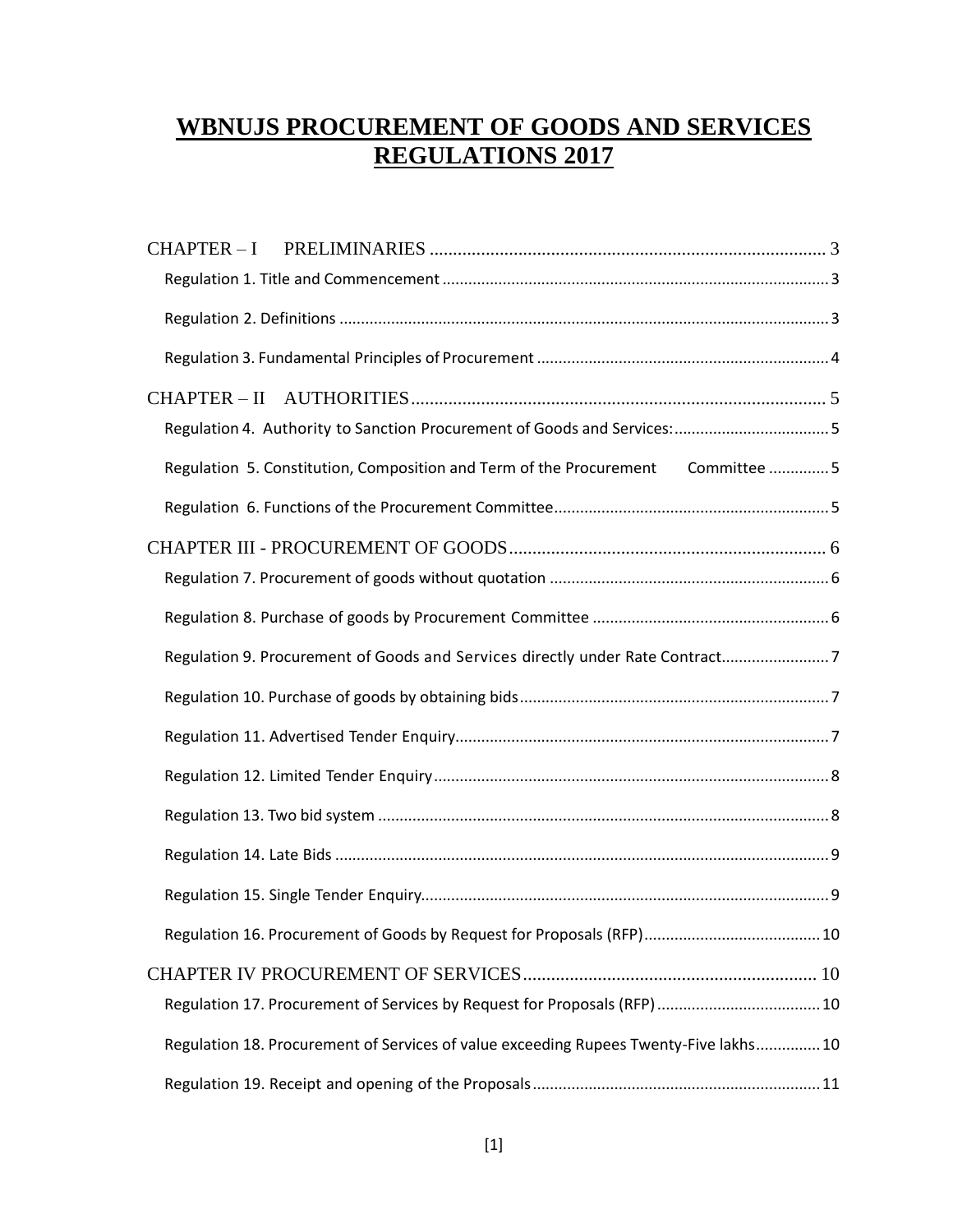# WBNUJS PROCUREMENT OF GOODS AND SERVICES REGULATIONS 2017

CHAPTER – I PRELIMINARIES ........................................................................................ 3

Regulation 1. Title and Commencement ........................................................................................ 3

Regulation 2. Definitions ................................................................................................................ 3

Regulation 3. Fundamental Principles of Procurement .................................................................. 4

CHAPTER – II AUTHORITIES ........................................................................................ 5

Regulation 4. Authority to Sanction Procurement of Goods and Services: .................................... 5

Regulation 5. Constitution, Composition and Term of the Procurement Committee .............. 5

Regulation 6. Functions of the Procurement Committee ............................................................... 5

CHAPTER III - PROCUREMENT OF GOODS ..................................................................... 6

Regulation 7. Procurement of goods without quotation ................................................................. 6

Regulation 8. Purchase of goods by Procurement Committee ....................................................... 6

Regulation 9. Procurement of Goods and Services directly under Rate Contract .......................... 7

Regulation 10. Purchase of goods by obtaining bids ...................................................................... 7

Regulation 11. Advertised Tender Enquiry ..................................................................................... 7

Regulation 12. Limited Tender Enquiry ........................................................................................... 8

Regulation 13. Two bid system ....................................................................................................... 8

Regulation 14. Late Bids ................................................................................................................. 9

Regulation 15. Single Tender Enquiry ............................................................................................. 9

Regulation 16. Procurement of Goods by Request for Proposals (RFP) ......................................... 10

CHAPTER IV PROCUREMENT OF SERVICES ............................................................... 10

Regulation 17. Procurement of Services by Request for Proposals (RFP) ...................................... 10

Regulation 18. Procurement of Services of value exceeding Rupees Twenty-Five lakhs ............... 10

Regulation 19. Receipt and opening of the Proposals .................................................................. 11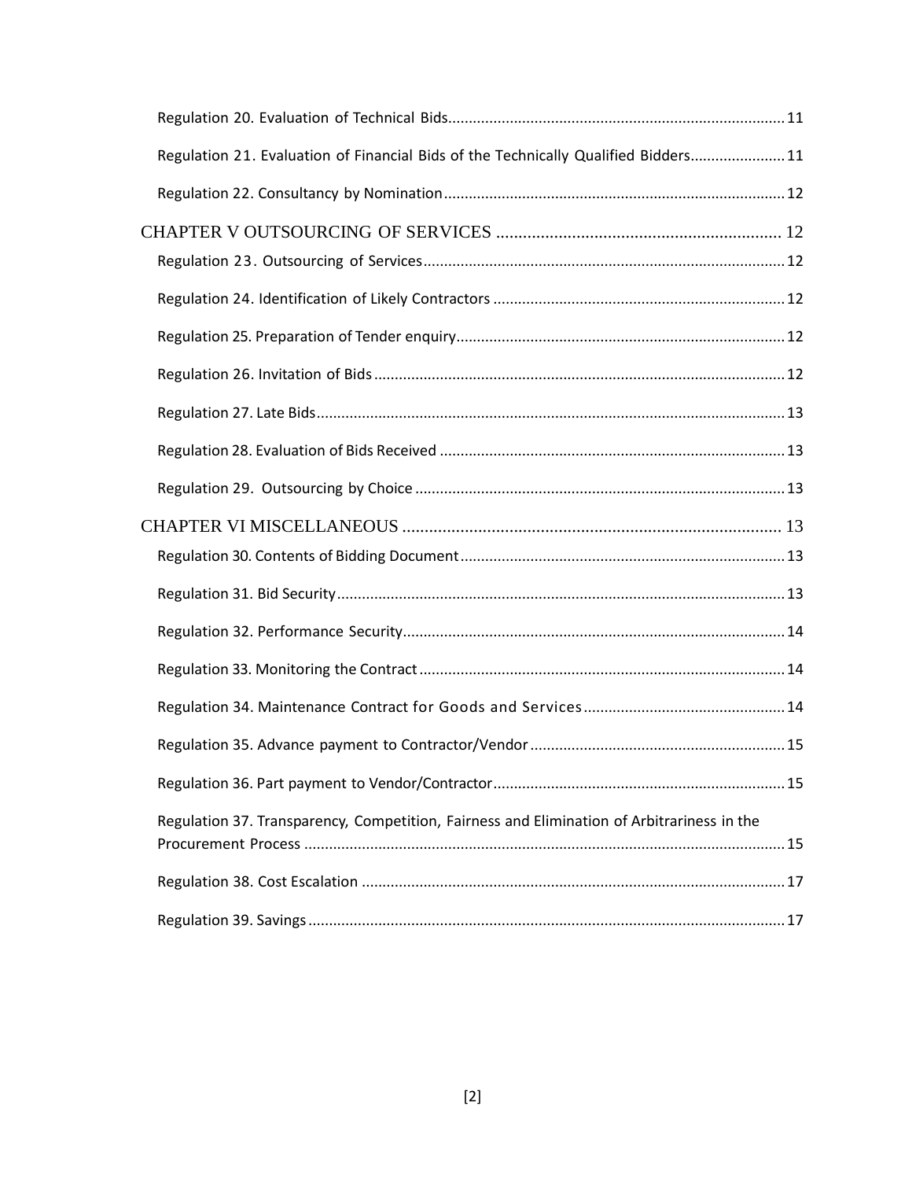Regulation 20. Evaluation of Technical Bids................................................................................ 11

Regulation 21. Evaluation of Financial Bids of the Technically Qualified Bidders...................... 11

Regulation 22. Consultancy by Nomination................................................................................. 12

CHAPTER V OUTSOURCING OF SERVICES ................................................................ 12

Regulation 23. Outsourcing of Services....................................................................................... 12

Regulation 24. Identification of Likely Contractors ..................................................................... 12

Regulation 25. Preparation of Tender enquiry.............................................................................. 12

Regulation 26. Invitation of Bids .................................................................................................. 12

Regulation 27. Late Bids................................................................................................................ 13

Regulation 28. Evaluation of Bids Received .................................................................................. 13

Regulation 29. Outsourcing by Choice ......................................................................................... 13

CHAPTER VI MISCELLANEOUS .................................................................................... 13

Regulation 30. Contents of Bidding Document............................................................................. 13

Regulation 31. Bid Security........................................................................................................... 13

Regulation 32. Performance Security............................................................................................ 14

Regulation 33. Monitoring the Contract ........................................................................................ 14

Regulation 34. Maintenance Contract for Goods and Services ................................................. 14

Regulation 35. Advance payment to Contractor/Vendor ............................................................. 15

Regulation 36. Part payment to Vendor/Contractor...................................................................... 15

Regulation 37. Transparency, Competition, Fairness and Elimination of Arbitrariness in the Procurement Process .................................................................................................................... 15

Regulation 38. Cost Escalation ..................................................................................................... 17

Regulation 39. Savings .................................................................................................................. 17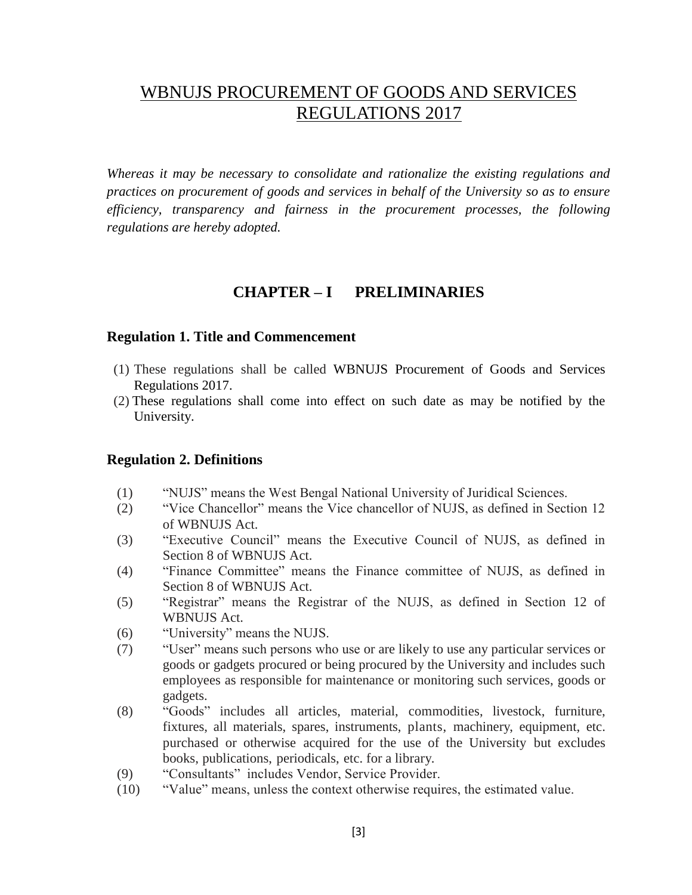# WBNUJS PROCUREMENT OF GOODS AND SERVICES REGULATIONS 2017

*Whereas it may be necessary to consolidate and rationalize the existing regulations and practices on procurement of goods and services in behalf of the University so as to ensure efficiency, transparency and fairness in the procurement processes, the following regulations are hereby adopted.*

## CHAPTER – I PRELIMINARIES

### Regulation 1. Title and Commencement

(1) These regulations shall be called WBNUJS Procurement of Goods and Services Regulations 2017.

(2) These regulations shall come into effect on such date as may be notified by the University.

### Regulation 2. Definitions

(1) "NUJS" means the West Bengal National University of Juridical Sciences.

(2) "Vice Chancellor" means the Vice chancellor of NUJS, as defined in Section 12 of WBNUJS Act.

(3) "Executive Council" means the Executive Council of NUJS, as defined in Section 8 of WBNUJS Act.

(4) "Finance Committee" means the Finance committee of NUJS, as defined in Section 8 of WBNUJS Act.

(5) "Registrar" means the Registrar of the NUJS, as defined in Section 12 of WBNUJS Act.

(6) "University" means the NUJS.

(7) "User" means such persons who use or are likely to use any particular services or goods or gadgets procured or being procured by the University and includes such employees as responsible for maintenance or monitoring such services, goods or gadgets.

(8) "Goods" includes all articles, material, commodities, livestock, furniture, fixtures, all materials, spares, instruments, plants, machinery, equipment, etc. purchased or otherwise acquired for the use of the University but excludes books, publications, periodicals, etc. for a library.

(9) "Consultants" includes Vendor, Service Provider.

(10) "Value" means, unless the context otherwise requires, the estimated value.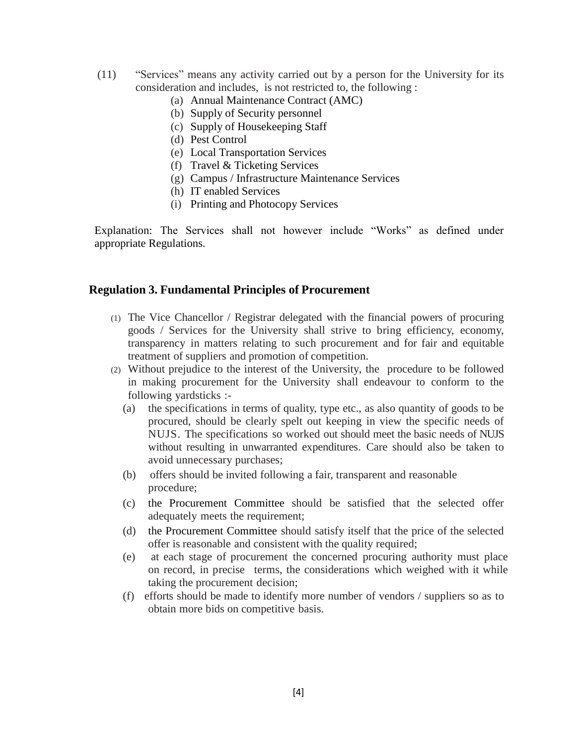(11) "Services" means any activity carried out by a person for the University for its consideration and includes, is not restricted to, the following :

   (a) Annual Maintenance Contract (AMC)
   (b) Supply of Security personnel
   (c) Supply of Housekeeping Staff
   (d) Pest Control
   (e) Local Transportation Services
   (f) Travel & Ticketing Services
   (g) Campus / Infrastructure Maintenance Services
   (h) IT enabled Services
   (i) Printing and Photocopy Services

Explanation: The Services shall not however include "Works" as defined under appropriate Regulations.

## Regulation 3. Fundamental Principles of Procurement

(1) The Vice Chancellor / Registrar delegated with the financial powers of procuring goods / Services for the University shall strive to bring efficiency, economy, transparency in matters relating to such procurement and for fair and equitable treatment of suppliers and promotion of competition.

(2) Without prejudice to the interest of the University, the procedure to be followed in making procurement for the University shall endeavour to conform to the following yardsticks :-

   (a) the specifications in terms of quality, type etc., as also quantity of goods to be procured, should be clearly spelt out keeping in view the specific needs of NUJS. The specifications so worked out should meet the basic needs of NUJS without resulting in unwarranted expenditures. Care should also be taken to avoid unnecessary purchases;

   (b) offers should be invited following a fair, transparent and reasonable procedure;

   (c) the Procurement Committee should be satisfied that the selected offer adequately meets the requirement;

   (d) the Procurement Committee should satisfy itself that the price of the selected offer is reasonable and consistent with the quality required;

   (e) at each stage of procurement the concerned procuring authority must place on record, in precise terms, the considerations which weighed with it while taking the procurement decision;

   (f) efforts should be made to identify more number of vendors / suppliers so as to obtain more bids on competitive basis.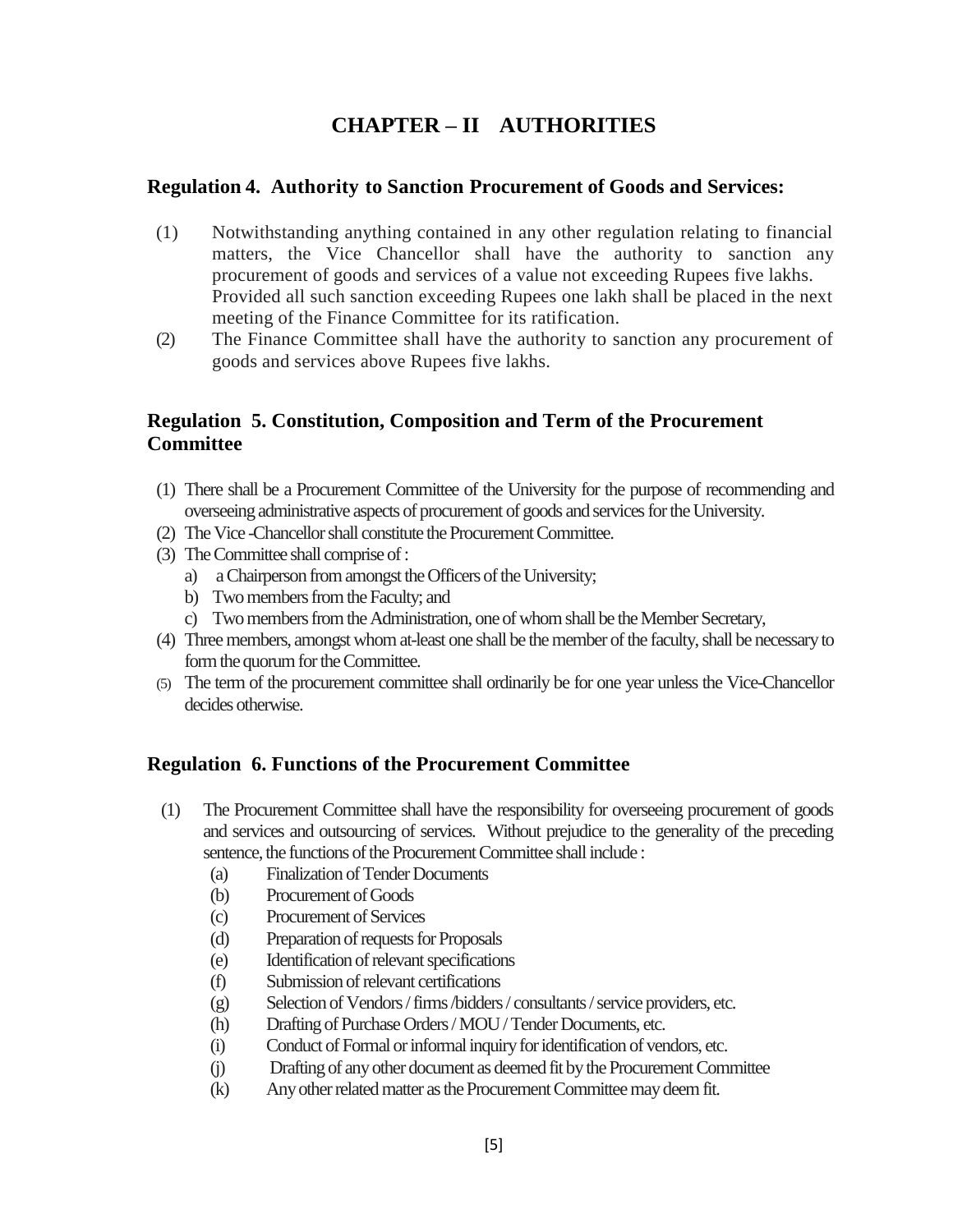# CHAPTER – II AUTHORITIES

## Regulation 4. Authority to Sanction Procurement of Goods and Services:

(1) Notwithstanding anything contained in any other regulation relating to financial matters, the Vice Chancellor shall have the authority to sanction any procurement of goods and services of a value not exceeding Rupees five lakhs. Provided all such sanction exceeding Rupees one lakh shall be placed in the next meeting of the Finance Committee for its ratification.

(2) The Finance Committee shall have the authority to sanction any procurement of goods and services above Rupees five lakhs.

## Regulation 5. Constitution, Composition and Term of the Procurement Committee

(1) There shall be a Procurement Committee of the University for the purpose of recommending and overseeing administrative aspects of procurement of goods and services for the University.

(2) The Vice -Chancellor shall constitute the Procurement Committee.

(3) The Committee shall comprise of :
   a) a Chairperson from amongst the Officers of the University;
   b) Two members from the Faculty; and
   c) Two members from the Administration, one of whom shall be the Member Secretary,

(4) Three members, amongst whom at-least one shall be the member of the faculty, shall be necessary to form the quorum for the Committee.

(5) The term of the procurement committee shall ordinarily be for one year unless the Vice-Chancellor decides otherwise.

## Regulation 6. Functions of the Procurement Committee

(1) The Procurement Committee shall have the responsibility for overseeing procurement of goods and services and outsourcing of services. Without prejudice to the generality of the preceding sentence, the functions of the Procurement Committee shall include :
   (a) Finalization of Tender Documents
   (b) Procurement of Goods
   (c) Procurement of Services
   (d) Preparation of requests for Proposals
   (e) Identification of relevant specifications
   (f) Submission of relevant certifications
   (g) Selection of Vendors / firms /bidders / consultants / service providers, etc.
   (h) Drafting of Purchase Orders / MOU / Tender Documents, etc.
   (i) Conduct of Formal or informal inquiry for identification of vendors, etc.
   (j) Drafting of any other document as deemed fit by the Procurement Committee
   (k) Any other related matter as the Procurement Committee may deem fit.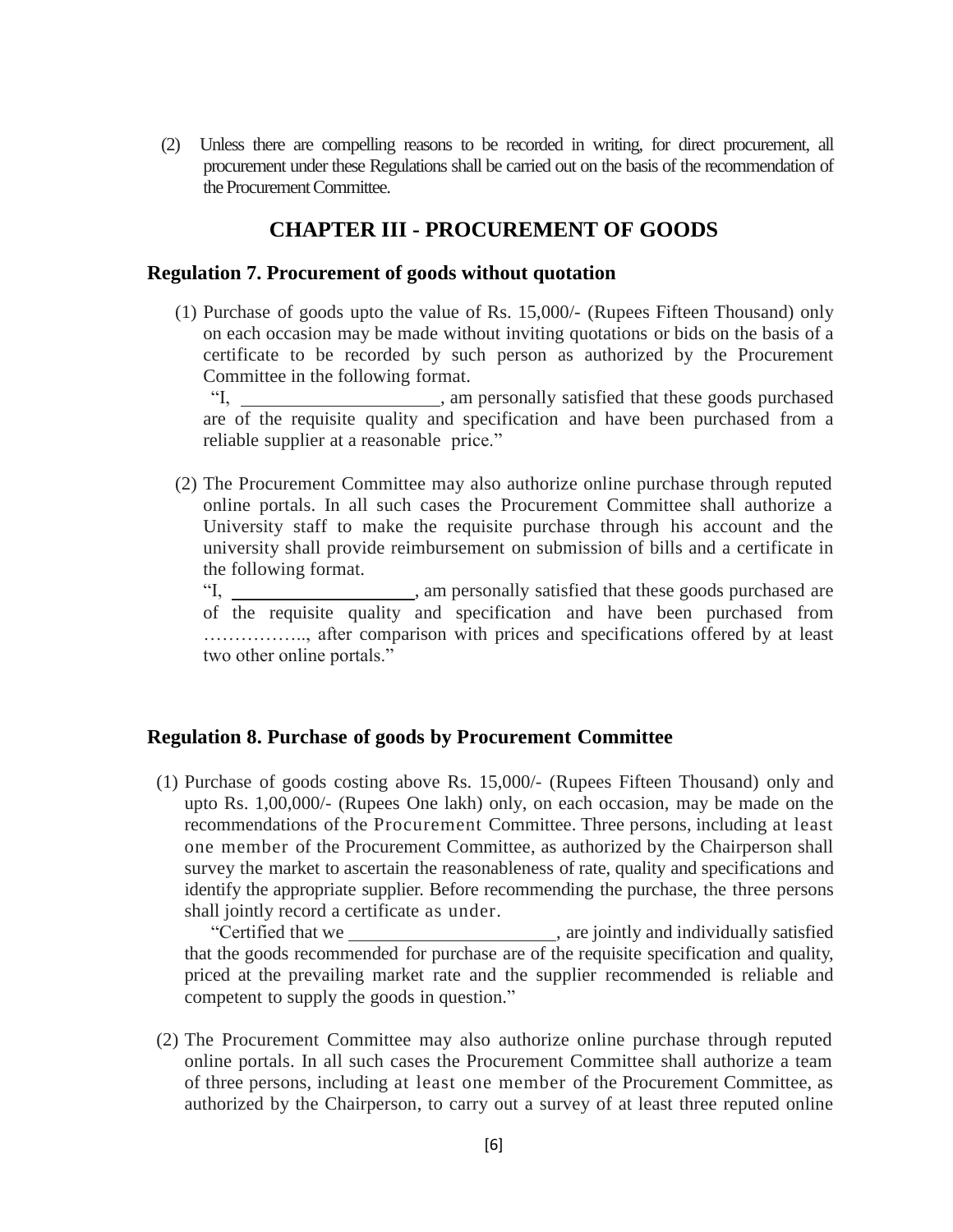(2) Unless there are compelling reasons to be recorded in writing, for direct procurement, all procurement under these Regulations shall be carried out on the basis of the recommendation of the Procurement Committee.

## CHAPTER III - PROCUREMENT OF GOODS

### Regulation 7. Procurement of goods without quotation

(1) Purchase of goods upto the value of Rs. 15,000/- (Rupees Fifteen Thousand) only on each occasion may be made without inviting quotations or bids on the basis of a certificate to be recorded by such person as authorized by the Procurement Committee in the following format.

"I, ____________________, am personally satisfied that these goods purchased are of the requisite quality and specification and have been purchased from a reliable supplier at a reasonable price."

(2) The Procurement Committee may also authorize online purchase through reputed online portals. In all such cases the Procurement Committee shall authorize a University staff to make the requisite purchase through his account and the university shall provide reimbursement on submission of bills and a certificate in the following format.

"I, ____________________, am personally satisfied that these goods purchased are of the requisite quality and specification and have been purchased from …………….., after comparison with prices and specifications offered by at least two other online portals."

### Regulation 8. Purchase of goods by Procurement Committee

(1) Purchase of goods costing above Rs. 15,000/- (Rupees Fifteen Thousand) only and upto Rs. 1,00,000/- (Rupees One lakh) only, on each occasion, may be made on the recommendations of the Procurement Committee. Three persons, including at least one member of the Procurement Committee, as authorized by the Chairperson shall survey the market to ascertain the reasonableness of rate, quality and specifications and identify the appropriate supplier. Before recommending the purchase, the three persons shall jointly record a certificate as under.

"Certified that we ____________________, are jointly and individually satisfied that the goods recommended for purchase are of the requisite specification and quality, priced at the prevailing market rate and the supplier recommended is reliable and competent to supply the goods in question."

(2) The Procurement Committee may also authorize online purchase through reputed online portals. In all such cases the Procurement Committee shall authorize a team of three persons, including at least one member of the Procurement Committee, as authorized by the Chairperson, to carry out a survey of at least three reputed online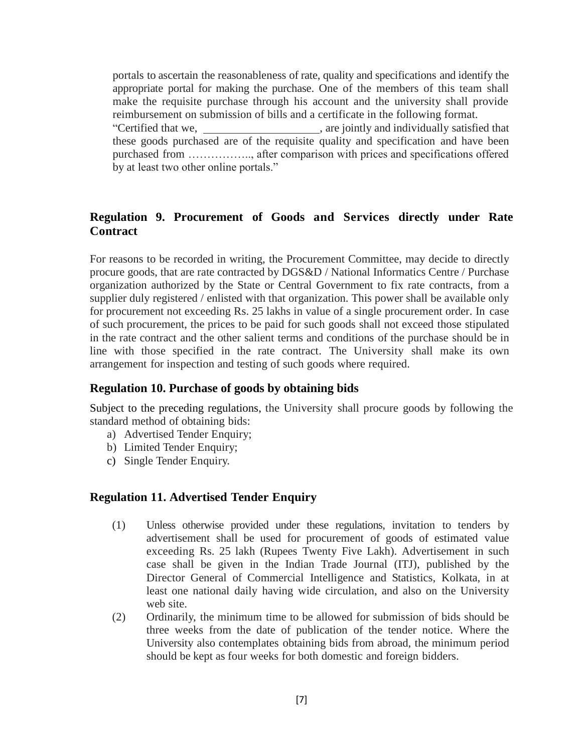portals to ascertain the reasonableness of rate, quality and specifications and identify the appropriate portal for making the purchase. One of the members of this team shall make the requisite purchase through his account and the university shall provide reimbursement on submission of bills and a certificate in the following format.

"Certified that we, ____________________, are jointly and individually satisfied that these goods purchased are of the requisite quality and specification and have been purchased from …………….., after comparison with prices and specifications offered by at least two other online portals."

## Regulation 9. Procurement of Goods and Services directly under Rate Contract

For reasons to be recorded in writing, the Procurement Committee, may decide to directly procure goods, that are rate contracted by DGS&D / National Informatics Centre / Purchase organization authorized by the State or Central Government to fix rate contracts, from a supplier duly registered / enlisted with that organization. This power shall be available only for procurement not exceeding Rs. 25 lakhs in value of a single procurement order. In case of such procurement, the prices to be paid for such goods shall not exceed those stipulated in the rate contract and the other salient terms and conditions of the purchase should be in line with those specified in the rate contract. The University shall make its own arrangement for inspection and testing of such goods where required.

## Regulation 10. Purchase of goods by obtaining bids

Subject to the preceding regulations, the University shall procure goods by following the standard method of obtaining bids:

a) Advertised Tender Enquiry;
b) Limited Tender Enquiry;
c) Single Tender Enquiry.

## Regulation 11. Advertised Tender Enquiry

(1) Unless otherwise provided under these regulations, invitation to tenders by advertisement shall be used for procurement of goods of estimated value exceeding Rs. 25 lakh (Rupees Twenty Five Lakh). Advertisement in such case shall be given in the Indian Trade Journal (ITJ), published by the Director General of Commercial Intelligence and Statistics, Kolkata, in at least one national daily having wide circulation, and also on the University web site.

(2) Ordinarily, the minimum time to be allowed for submission of bids should be three weeks from the date of publication of the tender notice. Where the University also contemplates obtaining bids from abroad, the minimum period should be kept as four weeks for both domestic and foreign bidders.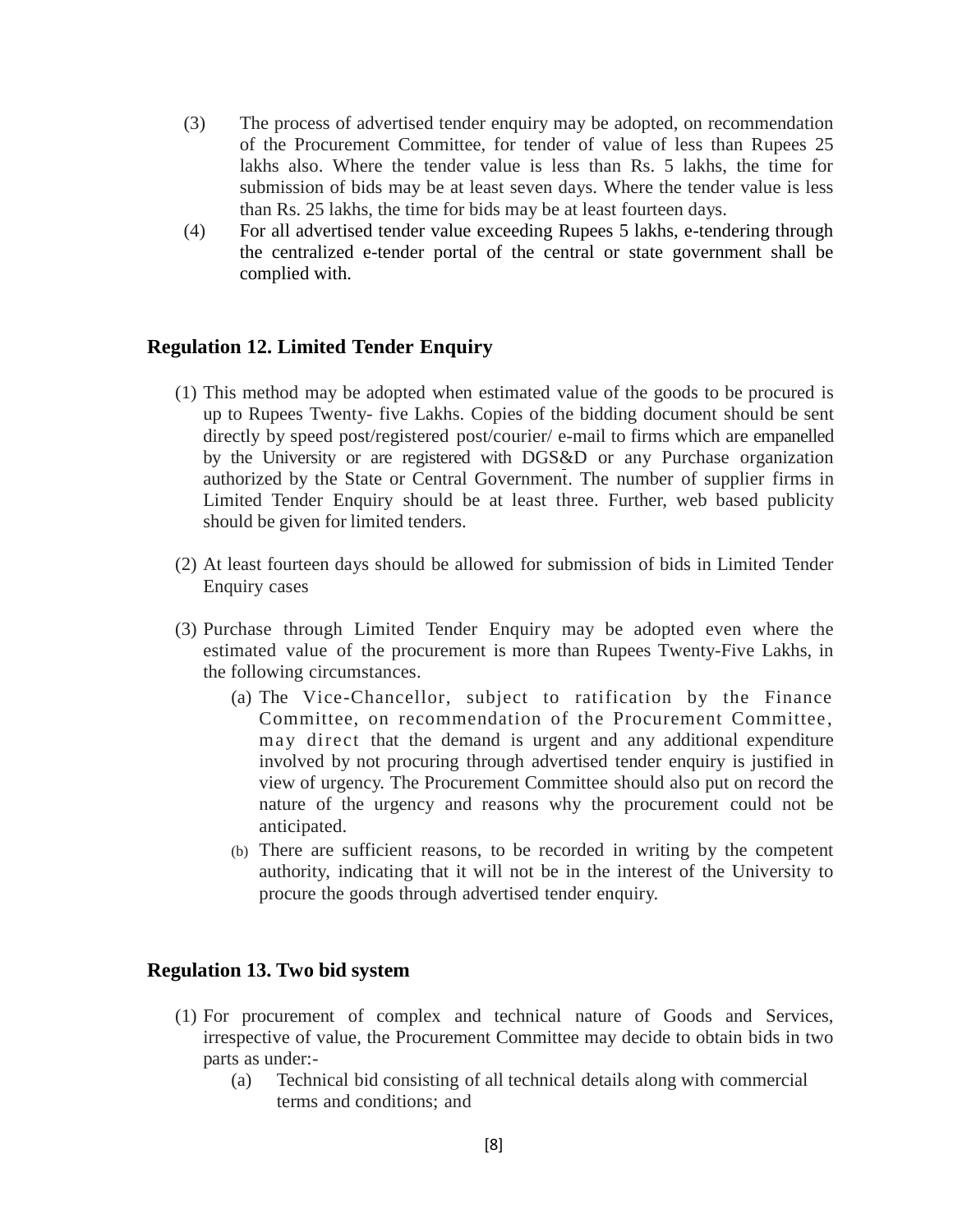(3) The process of advertised tender enquiry may be adopted, on recommendation of the Procurement Committee, for tender of value of less than Rupees 25 lakhs also. Where the tender value is less than Rs. 5 lakhs, the time for submission of bids may be at least seven days. Where the tender value is less than Rs. 25 lakhs, the time for bids may be at least fourteen days.

(4) For all advertised tender value exceeding Rupees 5 lakhs, e-tendering through the centralized e-tender portal of the central or state government shall be complied with.

### Regulation 12. Limited Tender Enquiry

(1) This method may be adopted when estimated value of the goods to be procured is up to Rupees Twenty- five Lakhs. Copies of the bidding document should be sent directly by speed post/registered post/courier/ e-mail to firms which are empanelled by the University or are registered with DGS&D or any Purchase organization authorized by the State or Central Government. The number of supplier firms in Limited Tender Enquiry should be at least three. Further, web based publicity should be given for limited tenders.

(2) At least fourteen days should be allowed for submission of bids in Limited Tender Enquiry cases

(3) Purchase through Limited Tender Enquiry may be adopted even where the estimated value of the procurement is more than Rupees Twenty-Five Lakhs, in the following circumstances.

   (a) The Vice-Chancellor, subject to ratification by the Finance Committee, on recommendation of the Procurement Committee, may direct that the demand is urgent and any additional expenditure involved by not procuring through advertised tender enquiry is justified in view of urgency. The Procurement Committee should also put on record the nature of the urgency and reasons why the procurement could not be anticipated.

   (b) There are sufficient reasons, to be recorded in writing by the competent authority, indicating that it will not be in the interest of the University to procure the goods through advertised tender enquiry.

### Regulation 13. Two bid system

(1) For procurement of complex and technical nature of Goods and Services, irrespective of value, the Procurement Committee may decide to obtain bids in two parts as under:-

   (a) Technical bid consisting of all technical details along with commercial terms and conditions; and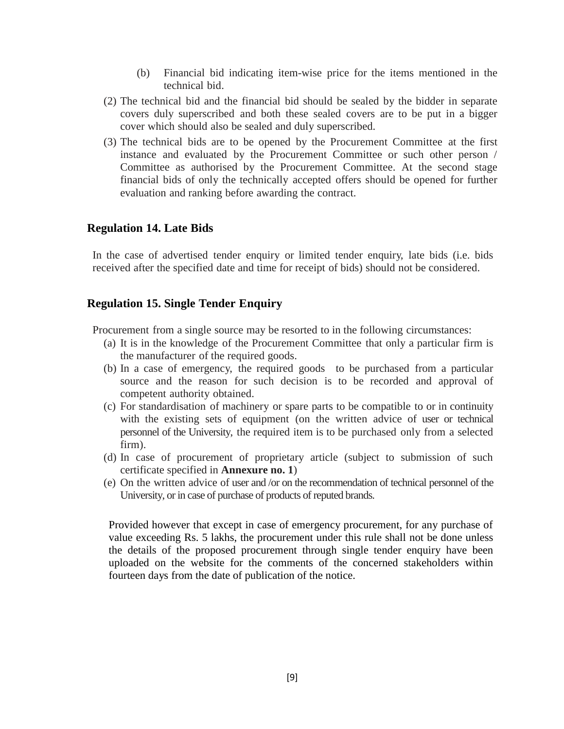(b) Financial bid indicating item-wise price for the items mentioned in the technical bid.

(2) The technical bid and the financial bid should be sealed by the bidder in separate covers duly superscribed and both these sealed covers are to be put in a bigger cover which should also be sealed and duly superscribed.

(3) The technical bids are to be opened by the Procurement Committee at the first instance and evaluated by the Procurement Committee or such other person / Committee as authorised by the Procurement Committee. At the second stage financial bids of only the technically accepted offers should be opened for further evaluation and ranking before awarding the contract.

## Regulation 14. Late Bids

In the case of advertised tender enquiry or limited tender enquiry, late bids (i.e. bids received after the specified date and time for receipt of bids) should not be considered.

## Regulation 15. Single Tender Enquiry

Procurement from a single source may be resorted to in the following circumstances:

(a) It is in the knowledge of the Procurement Committee that only a particular firm is the manufacturer of the required goods.

(b) In a case of emergency, the required goods to be purchased from a particular source and the reason for such decision is to be recorded and approval of competent authority obtained.

(c) For standardisation of machinery or spare parts to be compatible to or in continuity with the existing sets of equipment (on the written advice of user or technical personnel of the University, the required item is to be purchased only from a selected firm).

(d) In case of procurement of proprietary article (subject to submission of such certificate specified in **Annexure no. 1**)

(e) On the written advice of user and /or on the recommendation of technical personnel of the University, or in case of purchase of products of reputed brands.

Provided however that except in case of emergency procurement, for any purchase of value exceeding Rs. 5 lakhs, the procurement under this rule shall not be done unless the details of the proposed procurement through single tender enquiry have been uploaded on the website for the comments of the concerned stakeholders within fourteen days from the date of publication of the notice.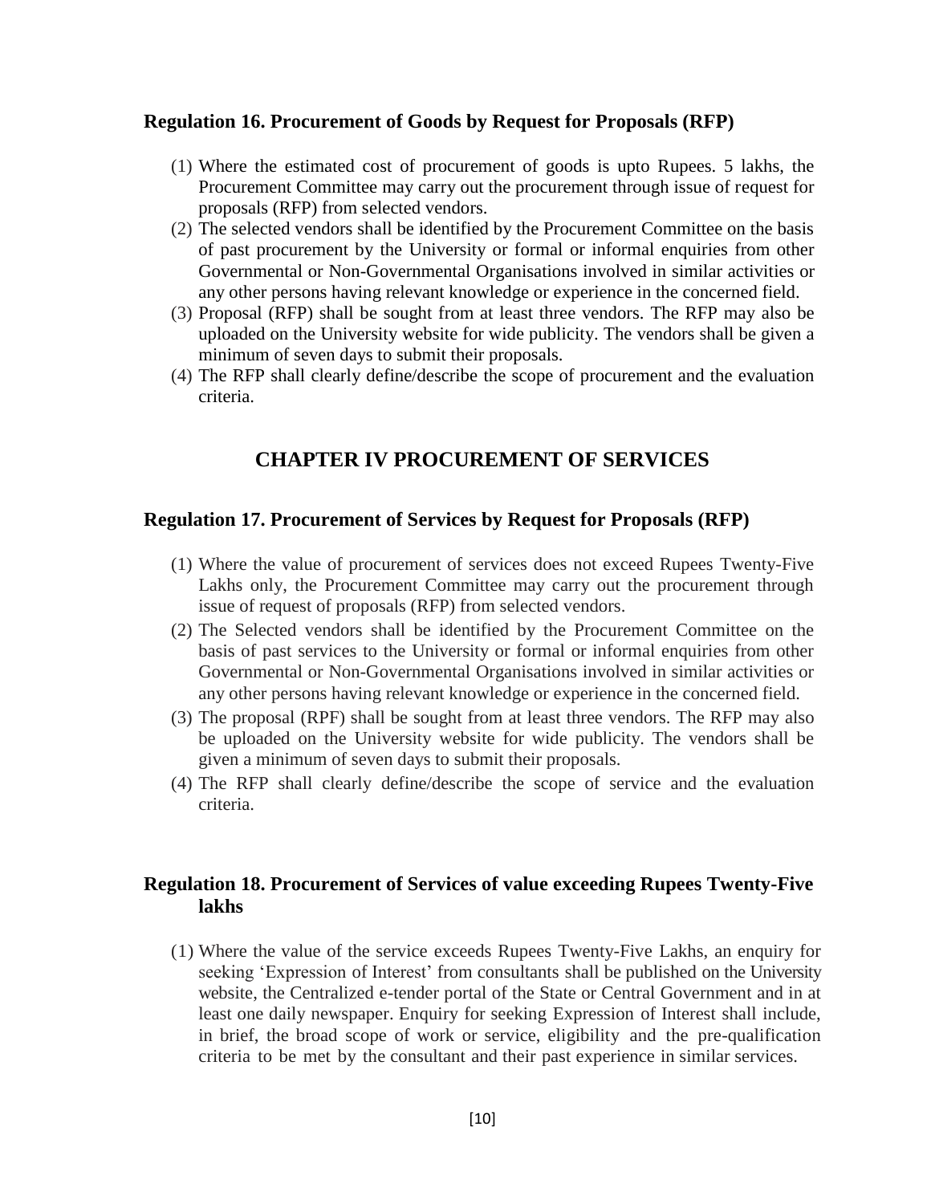### Regulation 16. Procurement of Goods by Request for Proposals (RFP)

(1) Where the estimated cost of procurement of goods is upto Rupees. 5 lakhs, the Procurement Committee may carry out the procurement through issue of request for proposals (RFP) from selected vendors.

(2) The selected vendors shall be identified by the Procurement Committee on the basis of past procurement by the University or formal or informal enquiries from other Governmental or Non-Governmental Organisations involved in similar activities or any other persons having relevant knowledge or experience in the concerned field.

(3) Proposal (RFP) shall be sought from at least three vendors. The RFP may also be uploaded on the University website for wide publicity. The vendors shall be given a minimum of seven days to submit their proposals.

(4) The RFP shall clearly define/describe the scope of procurement and the evaluation criteria.

## CHAPTER IV PROCUREMENT OF SERVICES

### Regulation 17. Procurement of Services by Request for Proposals (RFP)

(1) Where the value of procurement of services does not exceed Rupees Twenty-Five Lakhs only, the Procurement Committee may carry out the procurement through issue of request of proposals (RFP) from selected vendors.

(2) The Selected vendors shall be identified by the Procurement Committee on the basis of past services to the University or formal or informal enquiries from other Governmental or Non-Governmental Organisations involved in similar activities or any other persons having relevant knowledge or experience in the concerned field.

(3) The proposal (RPF) shall be sought from at least three vendors. The RFP may also be uploaded on the University website for wide publicity. The vendors shall be given a minimum of seven days to submit their proposals.

(4) The RFP shall clearly define/describe the scope of service and the evaluation criteria.

### Regulation 18. Procurement of Services of value exceeding Rupees Twenty-Five lakhs

(1) Where the value of the service exceeds Rupees Twenty-Five Lakhs, an enquiry for seeking 'Expression of Interest' from consultants shall be published on the University website, the Centralized e-tender portal of the State or Central Government and in at least one daily newspaper. Enquiry for seeking Expression of Interest shall include, in brief, the broad scope of work or service, eligibility and the pre-qualification criteria to be met by the consultant and their past experience in similar services.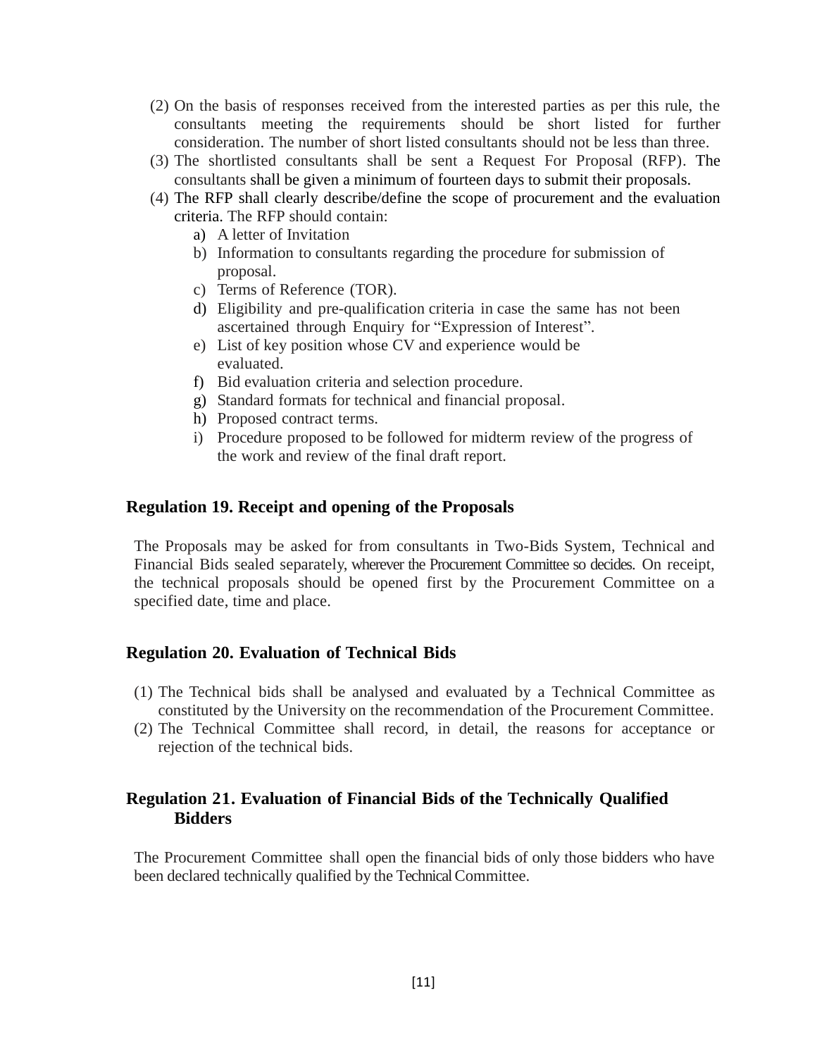(2) On the basis of responses received from the interested parties as per this rule, the consultants meeting the requirements should be short listed for further consideration. The number of short listed consultants should not be less than three.

(3) The shortlisted consultants shall be sent a Request For Proposal (RFP). The consultants shall be given a minimum of fourteen days to submit their proposals.

(4) The RFP shall clearly describe/define the scope of procurement and the evaluation criteria. The RFP should contain:

   a) A letter of Invitation
   b) Information to consultants regarding the procedure for submission of proposal.
   c) Terms of Reference (TOR).
   d) Eligibility and pre-qualification criteria in case the same has not been ascertained through Enquiry for "Expression of Interest".
   e) List of key position whose CV and experience would be evaluated.
   f) Bid evaluation criteria and selection procedure.
   g) Standard formats for technical and financial proposal.
   h) Proposed contract terms.
   i) Procedure proposed to be followed for midterm review of the progress of the work and review of the final draft report.

## Regulation 19. Receipt and opening of the Proposals

The Proposals may be asked for from consultants in Two-Bids System, Technical and Financial Bids sealed separately, wherever the Procurement Committee so decides. On receipt, the technical proposals should be opened first by the Procurement Committee on a specified date, time and place.

## Regulation 20. Evaluation of Technical Bids

(1) The Technical bids shall be analysed and evaluated by a Technical Committee as constituted by the University on the recommendation of the Procurement Committee.

(2) The Technical Committee shall record, in detail, the reasons for acceptance or rejection of the technical bids.

## Regulation 21. Evaluation of Financial Bids of the Technically Qualified Bidders

The Procurement Committee shall open the financial bids of only those bidders who have been declared technically qualified by the Technical Committee.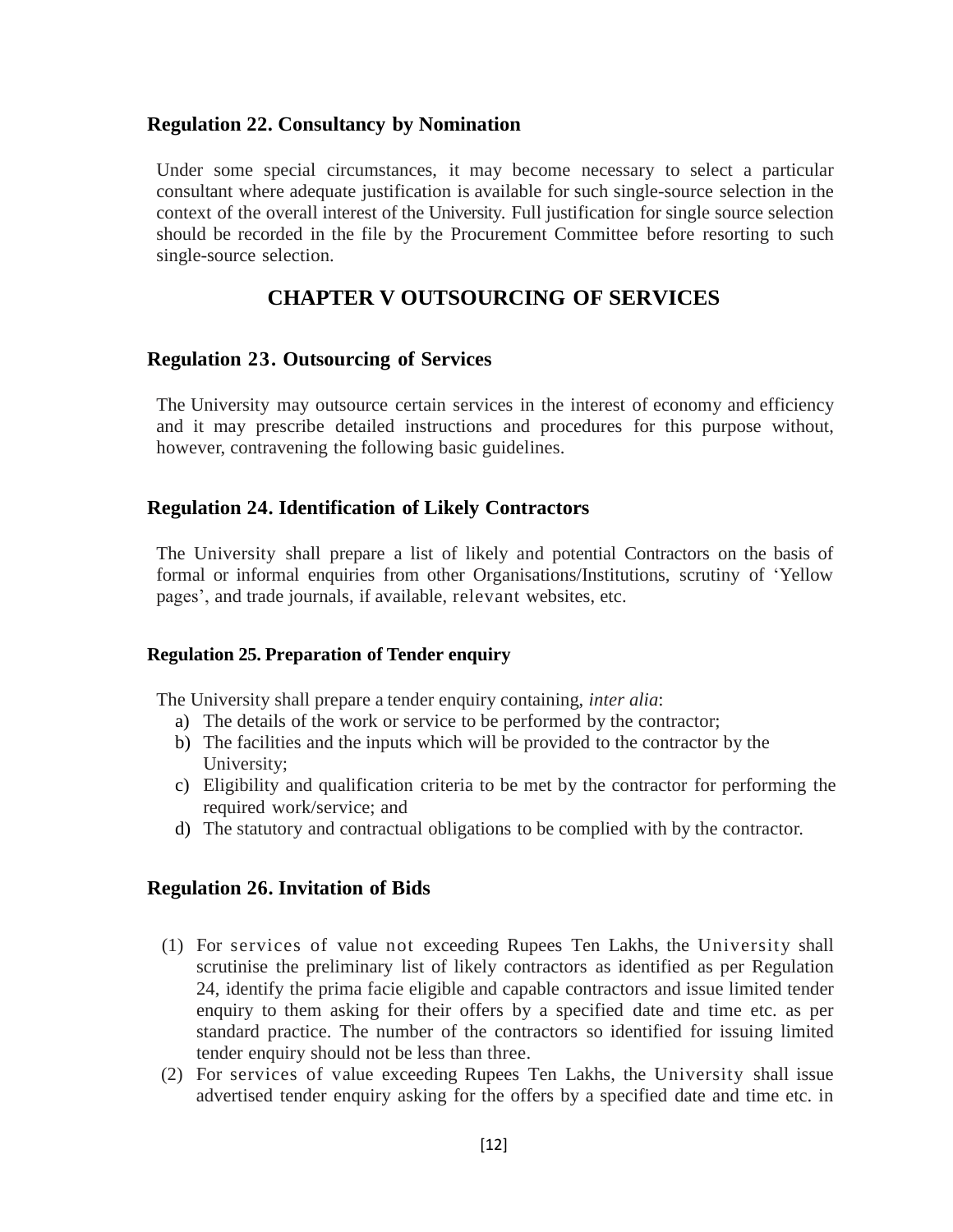### Regulation 22. Consultancy by Nomination

Under some special circumstances, it may become necessary to select a particular consultant where adequate justification is available for such single-source selection in the context of the overall interest of the University. Full justification for single source selection should be recorded in the file by the Procurement Committee before resorting to such single-source selection.

## CHAPTER V OUTSOURCING OF SERVICES

### Regulation 23. Outsourcing of Services

The University may outsource certain services in the interest of economy and efficiency and it may prescribe detailed instructions and procedures for this purpose without, however, contravening the following basic guidelines.

### Regulation 24. Identification of Likely Contractors

The University shall prepare a list of likely and potential Contractors on the basis of formal or informal enquiries from other Organisations/Institutions, scrutiny of 'Yellow pages', and trade journals, if available, relevant websites, etc.

### Regulation 25. Preparation of Tender enquiry

The University shall prepare a tender enquiry containing, *inter alia*:

a) The details of the work or service to be performed by the contractor;
b) The facilities and the inputs which will be provided to the contractor by the University;
c) Eligibility and qualification criteria to be met by the contractor for performing the required work/service; and
d) The statutory and contractual obligations to be complied with by the contractor.

### Regulation 26. Invitation of Bids

(1) For services of value not exceeding Rupees Ten Lakhs, the University shall scrutinise the preliminary list of likely contractors as identified as per Regulation 24, identify the prima facie eligible and capable contractors and issue limited tender enquiry to them asking for their offers by a specified date and time etc. as per standard practice. The number of the contractors so identified for issuing limited tender enquiry should not be less than three.

(2) For services of value exceeding Rupees Ten Lakhs, the University shall issue advertised tender enquiry asking for the offers by a specified date and time etc. in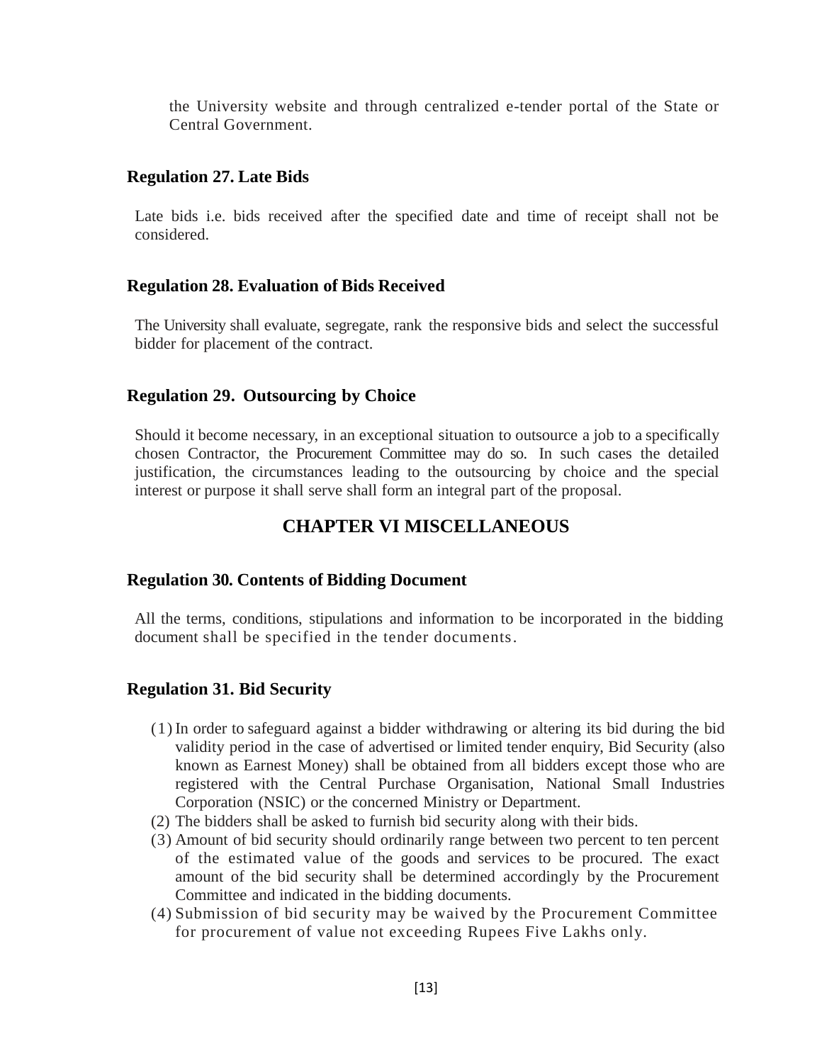the University website and through centralized e-tender portal of the State or Central Government.

### Regulation 27. Late Bids

Late bids i.e. bids received after the specified date and time of receipt shall not be considered.

### Regulation 28. Evaluation of Bids Received

The University shall evaluate, segregate, rank the responsive bids and select the successful bidder for placement of the contract.

### Regulation 29. Outsourcing by Choice

Should it become necessary, in an exceptional situation to outsource a job to a specifically chosen Contractor, the Procurement Committee may do so. In such cases the detailed justification, the circumstances leading to the outsourcing by choice and the special interest or purpose it shall serve shall form an integral part of the proposal.

## CHAPTER VI MISCELLANEOUS

### Regulation 30. Contents of Bidding Document

All the terms, conditions, stipulations and information to be incorporated in the bidding document shall be specified in the tender documents.

### Regulation 31. Bid Security

(1) In order to safeguard against a bidder withdrawing or altering its bid during the bid validity period in the case of advertised or limited tender enquiry, Bid Security (also known as Earnest Money) shall be obtained from all bidders except those who are registered with the Central Purchase Organisation, National Small Industries Corporation (NSIC) or the concerned Ministry or Department.

(2) The bidders shall be asked to furnish bid security along with their bids.

(3) Amount of bid security should ordinarily range between two percent to ten percent of the estimated value of the goods and services to be procured. The exact amount of the bid security shall be determined accordingly by the Procurement Committee and indicated in the bidding documents.

(4) Submission of bid security may be waived by the Procurement Committee for procurement of value not exceeding Rupees Five Lakhs only.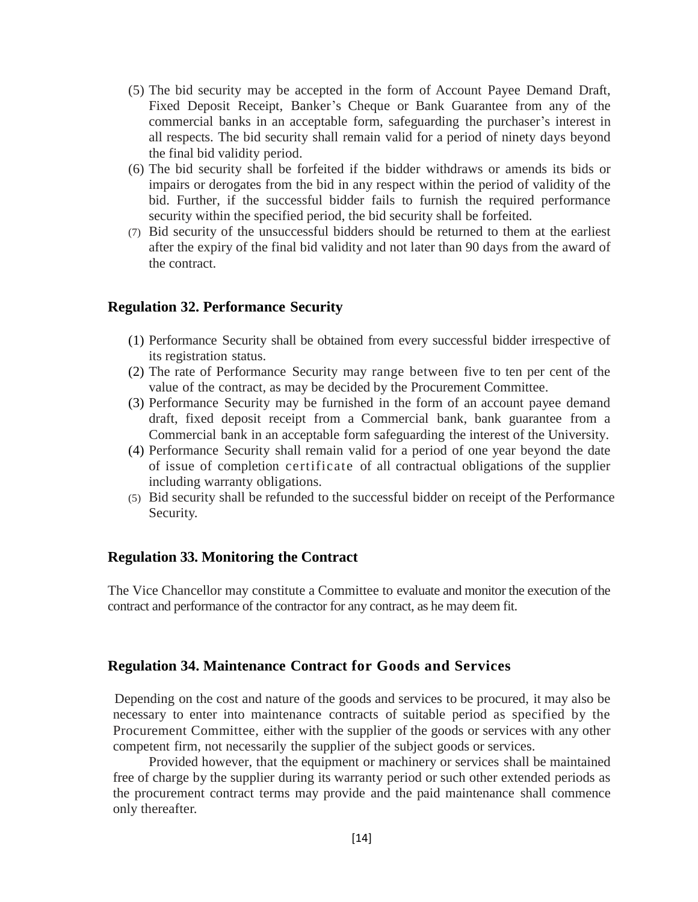(5) The bid security may be accepted in the form of Account Payee Demand Draft, Fixed Deposit Receipt, Banker's Cheque or Bank Guarantee from any of the commercial banks in an acceptable form, safeguarding the purchaser's interest in all respects. The bid security shall remain valid for a period of ninety days beyond the final bid validity period.

(6) The bid security shall be forfeited if the bidder withdraws or amends its bids or impairs or derogates from the bid in any respect within the period of validity of the bid. Further, if the successful bidder fails to furnish the required performance security within the specified period, the bid security shall be forfeited.

(7) Bid security of the unsuccessful bidders should be returned to them at the earliest after the expiry of the final bid validity and not later than 90 days from the award of the contract.

## Regulation 32. Performance Security

(1) Performance Security shall be obtained from every successful bidder irrespective of its registration status.

(2) The rate of Performance Security may range between five to ten per cent of the value of the contract, as may be decided by the Procurement Committee.

(3) Performance Security may be furnished in the form of an account payee demand draft, fixed deposit receipt from a Commercial bank, bank guarantee from a Commercial bank in an acceptable form safeguarding the interest of the University.

(4) Performance Security shall remain valid for a period of one year beyond the date of issue of completion certificate of all contractual obligations of the supplier including warranty obligations.

(5) Bid security shall be refunded to the successful bidder on receipt of the Performance Security.

## Regulation 33. Monitoring the Contract

The Vice Chancellor may constitute a Committee to evaluate and monitor the execution of the contract and performance of the contractor for any contract, as he may deem fit.

## Regulation 34. Maintenance Contract for Goods and Services

Depending on the cost and nature of the goods and services to be procured, it may also be necessary to enter into maintenance contracts of suitable period as specified by the Procurement Committee, either with the supplier of the goods or services with any other competent firm, not necessarily the supplier of the subject goods or services.

Provided however, that the equipment or machinery or services shall be maintained free of charge by the supplier during its warranty period or such other extended periods as the procurement contract terms may provide and the paid maintenance shall commence only thereafter.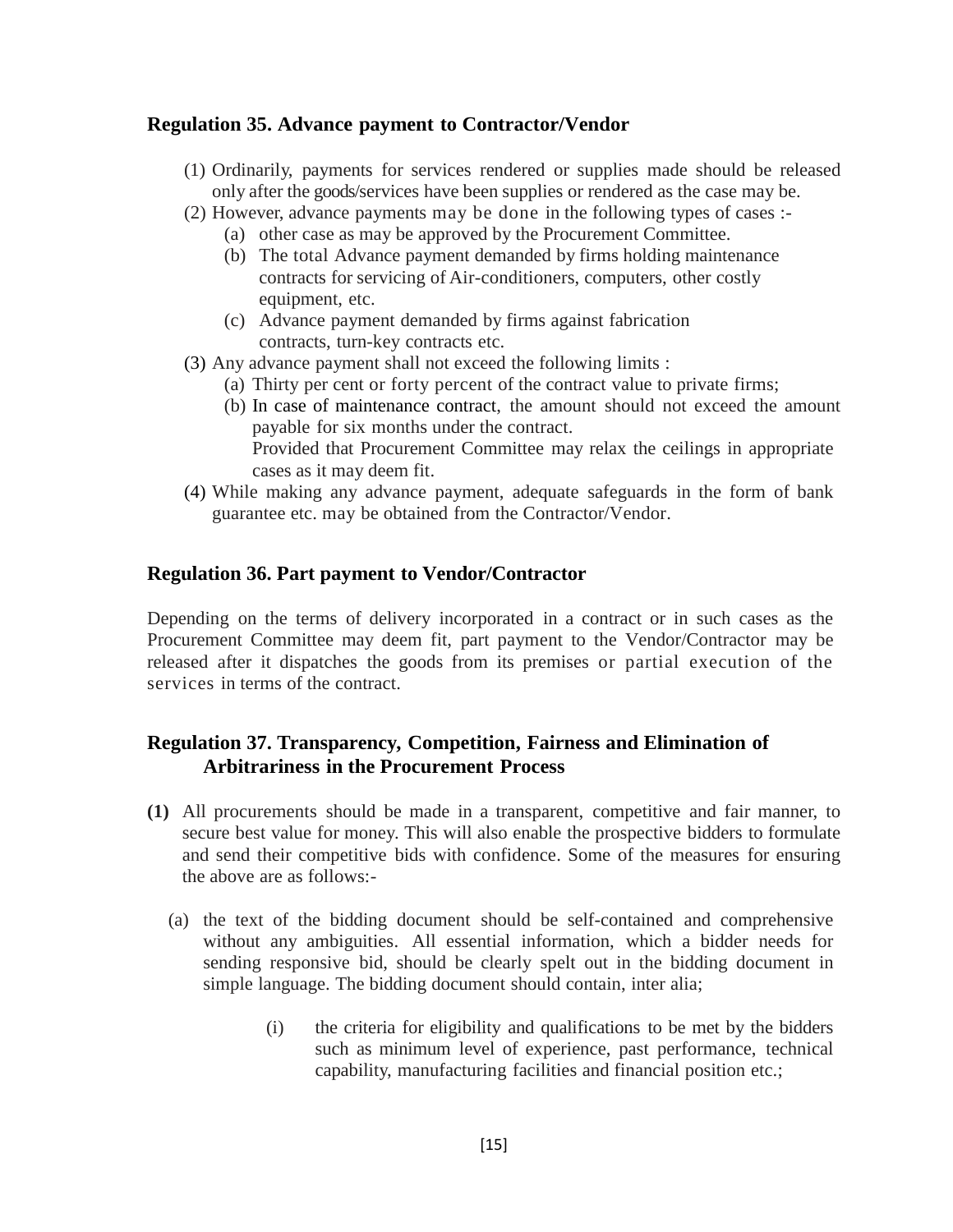## Regulation 35. Advance payment to Contractor/Vendor

(1) Ordinarily, payments for services rendered or supplies made should be released only after the goods/services have been supplies or rendered as the case may be.

(2) However, advance payments may be done in the following types of cases :-

  (a) other case as may be approved by the Procurement Committee.

  (b) The total Advance payment demanded by firms holding maintenance contracts for servicing of Air-conditioners, computers, other costly equipment, etc.

  (c) Advance payment demanded by firms against fabrication contracts, turn-key contracts etc.

(3) Any advance payment shall not exceed the following limits :

  (a) Thirty per cent or forty percent of the contract value to private firms;

  (b) In case of maintenance contract, the amount should not exceed the amount payable for six months under the contract.
  Provided that Procurement Committee may relax the ceilings in appropriate cases as it may deem fit.

(4) While making any advance payment, adequate safeguards in the form of bank guarantee etc. may be obtained from the Contractor/Vendor.

## Regulation 36. Part payment to Vendor/Contractor

Depending on the terms of delivery incorporated in a contract or in such cases as the Procurement Committee may deem fit, part payment to the Vendor/Contractor may be released after it dispatches the goods from its premises or partial execution of the services in terms of the contract.

## Regulation 37. Transparency, Competition, Fairness and Elimination of Arbitrariness in the Procurement Process

**(1)** All procurements should be made in a transparent, competitive and fair manner, to secure best value for money. This will also enable the prospective bidders to formulate and send their competitive bids with confidence. Some of the measures for ensuring the above are as follows:-

  (a) the text of the bidding document should be self-contained and comprehensive without any ambiguities. All essential information, which a bidder needs for sending responsive bid, should be clearly spelt out in the bidding document in simple language. The bidding document should contain, inter alia;

    (i) the criteria for eligibility and qualifications to be met by the bidders such as minimum level of experience, past performance, technical capability, manufacturing facilities and financial position etc.;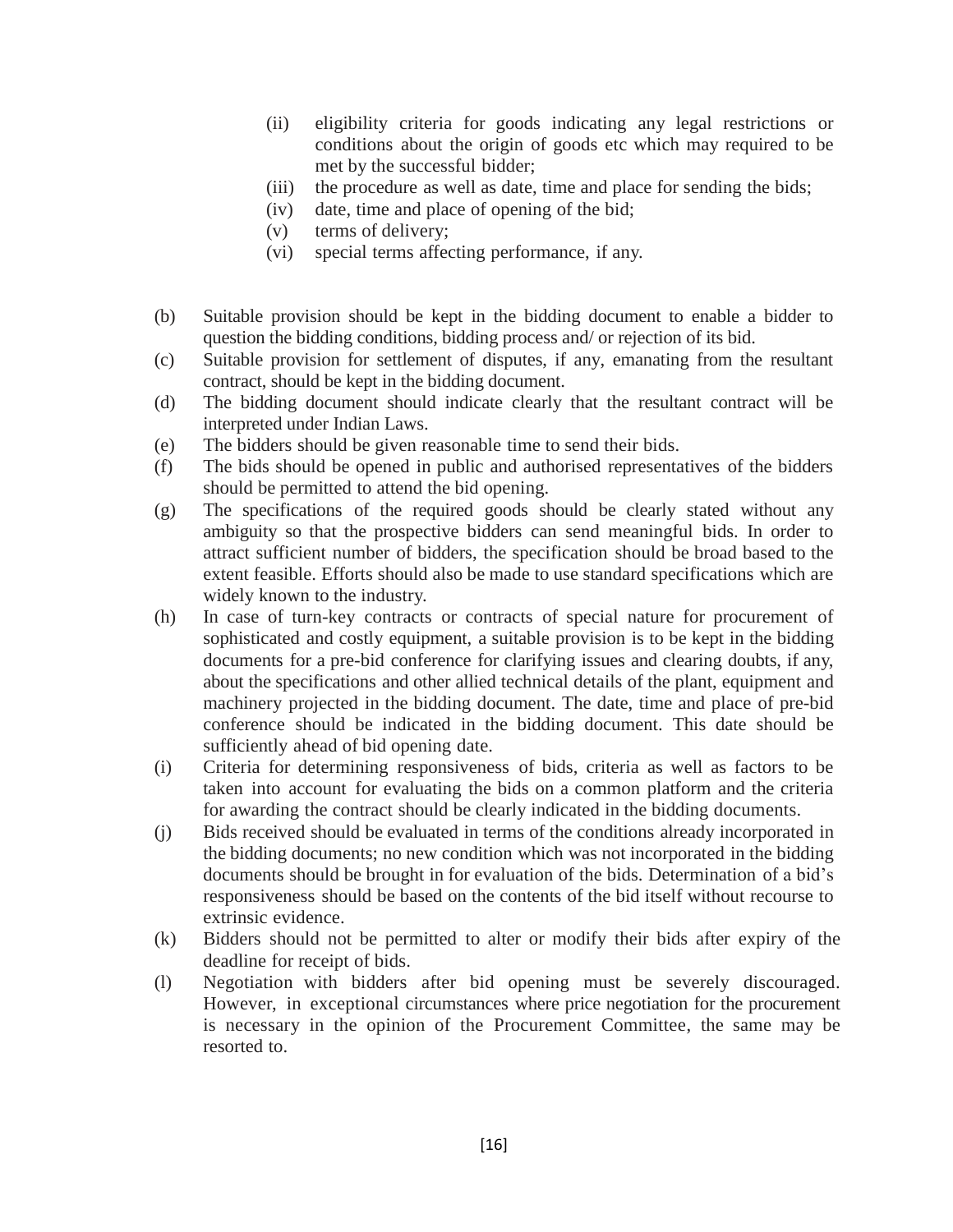(ii) eligibility criteria for goods indicating any legal restrictions or conditions about the origin of goods etc which may required to be met by the successful bidder;

(iii) the procedure as well as date, time and place for sending the bids;

(iv) date, time and place of opening of the bid;

(v) terms of delivery;

(vi) special terms affecting performance, if any.

(b) Suitable provision should be kept in the bidding document to enable a bidder to question the bidding conditions, bidding process and/ or rejection of its bid.

(c) Suitable provision for settlement of disputes, if any, emanating from the resultant contract, should be kept in the bidding document.

(d) The bidding document should indicate clearly that the resultant contract will be interpreted under Indian Laws.

(e) The bidders should be given reasonable time to send their bids.

(f) The bids should be opened in public and authorised representatives of the bidders should be permitted to attend the bid opening.

(g) The specifications of the required goods should be clearly stated without any ambiguity so that the prospective bidders can send meaningful bids. In order to attract sufficient number of bidders, the specification should be broad based to the extent feasible. Efforts should also be made to use standard specifications which are widely known to the industry.

(h) In case of turn-key contracts or contracts of special nature for procurement of sophisticated and costly equipment, a suitable provision is to be kept in the bidding documents for a pre-bid conference for clarifying issues and clearing doubts, if any, about the specifications and other allied technical details of the plant, equipment and machinery projected in the bidding document. The date, time and place of pre-bid conference should be indicated in the bidding document. This date should be sufficiently ahead of bid opening date.

(i) Criteria for determining responsiveness of bids, criteria as well as factors to be taken into account for evaluating the bids on a common platform and the criteria for awarding the contract should be clearly indicated in the bidding documents.

(j) Bids received should be evaluated in terms of the conditions already incorporated in the bidding documents; no new condition which was not incorporated in the bidding documents should be brought in for evaluation of the bids. Determination of a bid's responsiveness should be based on the contents of the bid itself without recourse to extrinsic evidence.

(k) Bidders should not be permitted to alter or modify their bids after expiry of the deadline for receipt of bids.

(l) Negotiation with bidders after bid opening must be severely discouraged. However, in exceptional circumstances where price negotiation for the procurement is necessary in the opinion of the Procurement Committee, the same may be resorted to.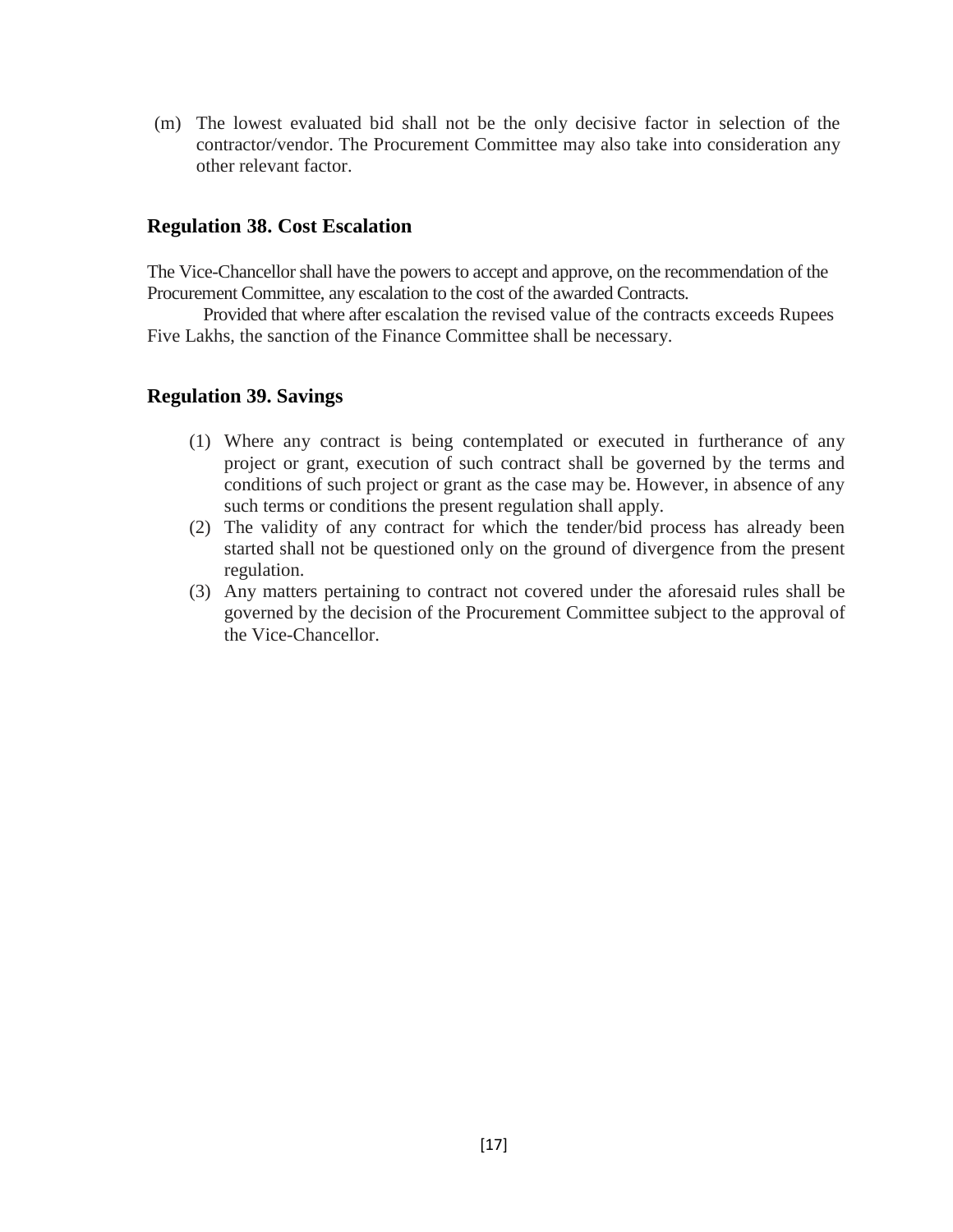(m) The lowest evaluated bid shall not be the only decisive factor in selection of the contractor/vendor. The Procurement Committee may also take into consideration any other relevant factor.

## Regulation 38. Cost Escalation

The Vice-Chancellor shall have the powers to accept and approve, on the recommendation of the Procurement Committee, any escalation to the cost of the awarded Contracts.

Provided that where after escalation the revised value of the contracts exceeds Rupees Five Lakhs, the sanction of the Finance Committee shall be necessary.

## Regulation 39. Savings

(1) Where any contract is being contemplated or executed in furtherance of any project or grant, execution of such contract shall be governed by the terms and conditions of such project or grant as the case may be. However, in absence of any such terms or conditions the present regulation shall apply.

(2) The validity of any contract for which the tender/bid process has already been started shall not be questioned only on the ground of divergence from the present regulation.

(3) Any matters pertaining to contract not covered under the aforesaid rules shall be governed by the decision of the Procurement Committee subject to the approval of the Vice-Chancellor.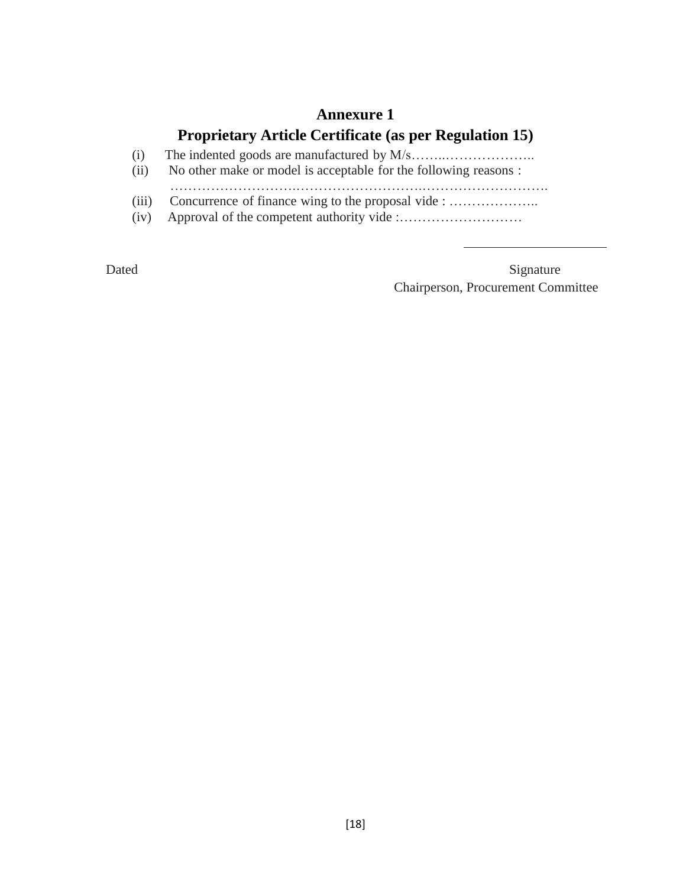# Annexure 1

## Proprietary Article Certificate (as per Regulation 15)

(i) The indented goods are manufactured by M/s……..………………..

(ii) No other make or model is acceptable for the following reasons :
………………………..……………………….……………………….

(iii) Concurrence of finance wing to the proposal vide : ………………..

(iv) Approval of the competent authority vide :………………………

Dated

Signature
Chairperson, Procurement Committee